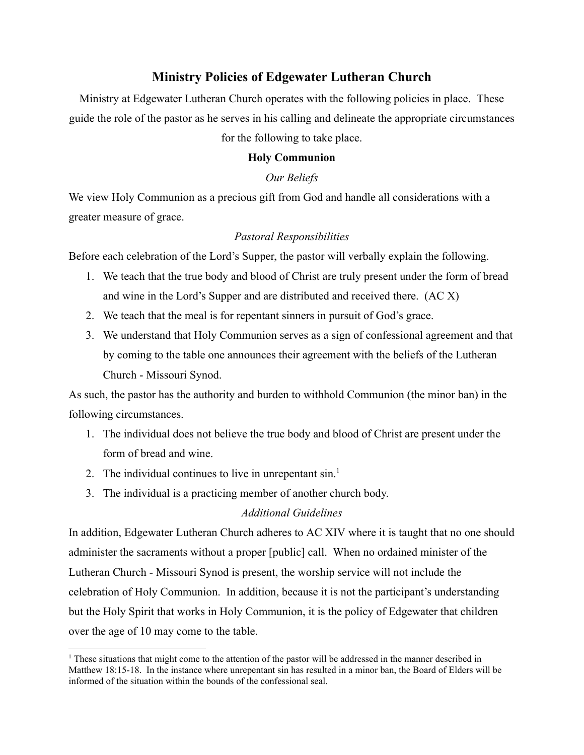# Ministry Policies of Edgewater Lutheran Church

Ministry at Edgewater Lutheran Church operates with the following policies in place. These guide the role of the pastor as he serves in his calling and delineate the appropriate circumstances for the following to take place.

## Holy Communion

### *Our Beliefs*

We view Holy Communion as a precious gift from God and handle all considerations with a greater measure of grace.

### *Pastoral Responsibilities*

Before each celebration of the Lord's Supper, the pastor will verbally explain the following.

1. We teach that the true body and blood of Christ are truly present under the form of bread and wine in the Lord's Supper and are distributed and received there. (AC X)
2. We teach that the meal is for repentant sinners in pursuit of God's grace.
3. We understand that Holy Communion serves as a sign of confessional agreement and that by coming to the table one announces their agreement with the beliefs of the Lutheran Church - Missouri Synod.

As such, the pastor has the authority and burden to withhold Communion (the minor ban) in the following circumstances.

1. The individual does not believe the true body and blood of Christ are present under the form of bread and wine.
2. The individual continues to live in unrepentant sin.[1]
3. The individual is a practicing member of another church body.

### *Additional Guidelines*

In addition, Edgewater Lutheran Church adheres to AC XIV where it is taught that no one should administer the sacraments without a proper [public] call. When no ordained minister of the Lutheran Church - Missouri Synod is present, the worship service will not include the celebration of Holy Communion. In addition, because it is not the participant's understanding but the Holy Spirit that works in Holy Communion, it is the policy of Edgewater that children over the age of 10 may come to the table.

---

[1] These situations that might come to the attention of the pastor will be addressed in the manner described in Matthew 18:15-18. In the instance where unrepentant sin has resulted in a minor ban, the Board of Elders will be informed of the situation within the bounds of the confessional seal.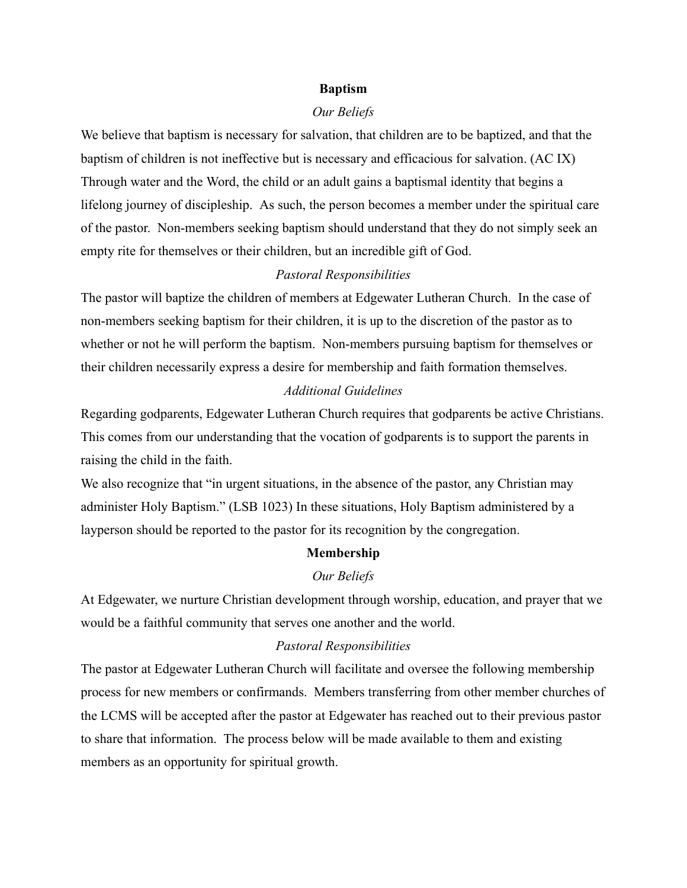## Baptism

### *Our Beliefs*

We believe that baptism is necessary for salvation, that children are to be baptized, and that the baptism of children is not ineffective but is necessary and efficacious for salvation. (AC IX) Through water and the Word, the child or an adult gains a baptismal identity that begins a lifelong journey of discipleship. As such, the person becomes a member under the spiritual care of the pastor. Non-members seeking baptism should understand that they do not simply seek an empty rite for themselves or their children, but an incredible gift of God.

### *Pastoral Responsibilities*

The pastor will baptize the children of members at Edgewater Lutheran Church. In the case of non-members seeking baptism for their children, it is up to the discretion of the pastor as to whether or not he will perform the baptism. Non-members pursuing baptism for themselves or their children necessarily express a desire for membership and faith formation themselves.

### *Additional Guidelines*

Regarding godparents, Edgewater Lutheran Church requires that godparents be active Christians. This comes from our understanding that the vocation of godparents is to support the parents in raising the child in the faith.

We also recognize that "in urgent situations, in the absence of the pastor, any Christian may administer Holy Baptism." (LSB 1023) In these situations, Holy Baptism administered by a layperson should be reported to the pastor for its recognition by the congregation.

## Membership

### *Our Beliefs*

At Edgewater, we nurture Christian development through worship, education, and prayer that we would be a faithful community that serves one another and the world.

### *Pastoral Responsibilities*

The pastor at Edgewater Lutheran Church will facilitate and oversee the following membership process for new members or confirmands. Members transferring from other member churches of the LCMS will be accepted after the pastor at Edgewater has reached out to their previous pastor to share that information. The process below will be made available to them and existing members as an opportunity for spiritual growth.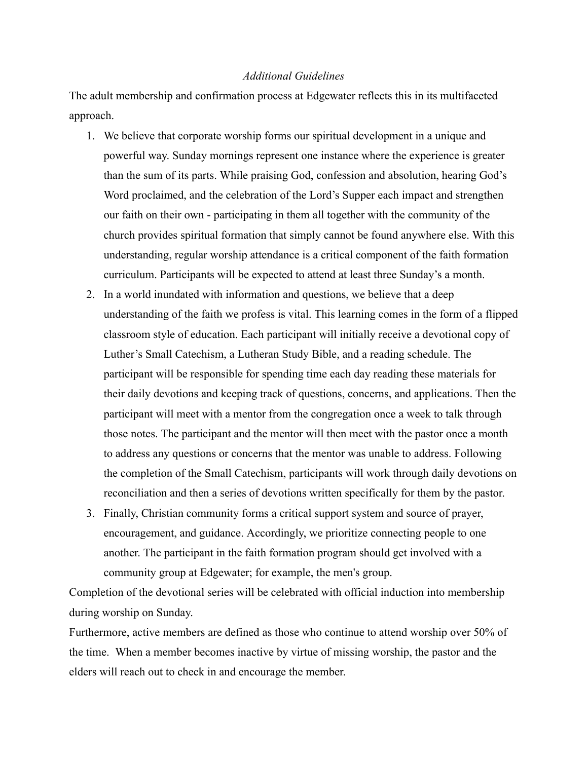*Additional Guidelines*

The adult membership and confirmation process at Edgewater reflects this in its multifaceted approach.

1. We believe that corporate worship forms our spiritual development in a unique and powerful way. Sunday mornings represent one instance where the experience is greater than the sum of its parts. While praising God, confession and absolution, hearing God's Word proclaimed, and the celebration of the Lord's Supper each impact and strengthen our faith on their own - participating in them all together with the community of the church provides spiritual formation that simply cannot be found anywhere else. With this understanding, regular worship attendance is a critical component of the faith formation curriculum. Participants will be expected to attend at least three Sunday's a month.
2. In a world inundated with information and questions, we believe that a deep understanding of the faith we profess is vital. This learning comes in the form of a flipped classroom style of education. Each participant will initially receive a devotional copy of Luther's Small Catechism, a Lutheran Study Bible, and a reading schedule. The participant will be responsible for spending time each day reading these materials for their daily devotions and keeping track of questions, concerns, and applications. Then the participant will meet with a mentor from the congregation once a week to talk through those notes. The participant and the mentor will then meet with the pastor once a month to address any questions or concerns that the mentor was unable to address. Following the completion of the Small Catechism, participants will work through daily devotions on reconciliation and then a series of devotions written specifically for them by the pastor.
3. Finally, Christian community forms a critical support system and source of prayer, encouragement, and guidance. Accordingly, we prioritize connecting people to one another. The participant in the faith formation program should get involved with a community group at Edgewater; for example, the men's group.

Completion of the devotional series will be celebrated with official induction into membership during worship on Sunday.

Furthermore, active members are defined as those who continue to attend worship over 50% of the time. When a member becomes inactive by virtue of missing worship, the pastor and the elders will reach out to check in and encourage the member.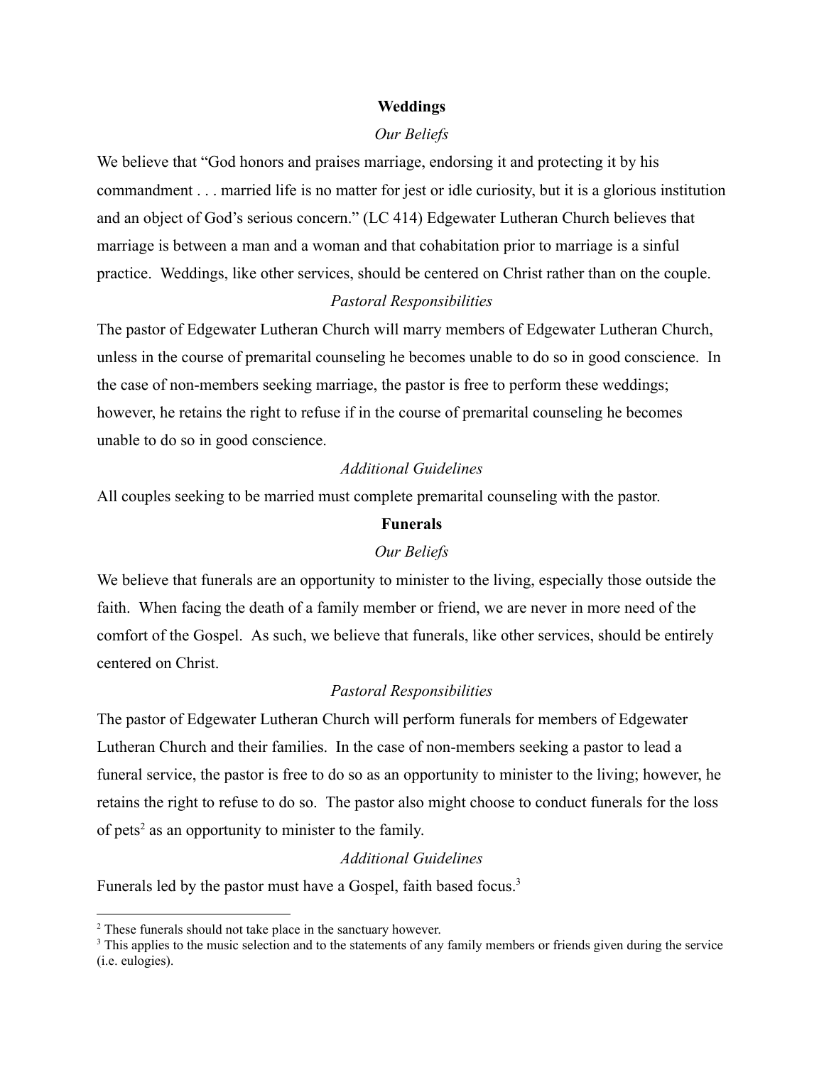## Weddings

### *Our Beliefs*

We believe that "God honors and praises marriage, endorsing it and protecting it by his commandment . . . married life is no matter for jest or idle curiosity, but it is a glorious institution and an object of God's serious concern." (LC 414) Edgewater Lutheran Church believes that marriage is between a man and a woman and that cohabitation prior to marriage is a sinful practice. Weddings, like other services, should be centered on Christ rather than on the couple.

### *Pastoral Responsibilities*

The pastor of Edgewater Lutheran Church will marry members of Edgewater Lutheran Church, unless in the course of premarital counseling he becomes unable to do so in good conscience. In the case of non-members seeking marriage, the pastor is free to perform these weddings; however, he retains the right to refuse if in the course of premarital counseling he becomes unable to do so in good conscience.

### *Additional Guidelines*

All couples seeking to be married must complete premarital counseling with the pastor.

## Funerals

### *Our Beliefs*

We believe that funerals are an opportunity to minister to the living, especially those outside the faith. When facing the death of a family member or friend, we are never in more need of the comfort of the Gospel. As such, we believe that funerals, like other services, should be entirely centered on Christ.

### *Pastoral Responsibilities*

The pastor of Edgewater Lutheran Church will perform funerals for members of Edgewater Lutheran Church and their families. In the case of non-members seeking a pastor to lead a funeral service, the pastor is free to do so as an opportunity to minister to the living; however, he retains the right to refuse to do so. The pastor also might choose to conduct funerals for the loss of pets[2] as an opportunity to minister to the family.

### *Additional Guidelines*

Funerals led by the pastor must have a Gospel, faith based focus.[3]

---

[2] These funerals should not take place in the sanctuary however.

[3] This applies to the music selection and to the statements of any family members or friends given during the service (i.e. eulogies).